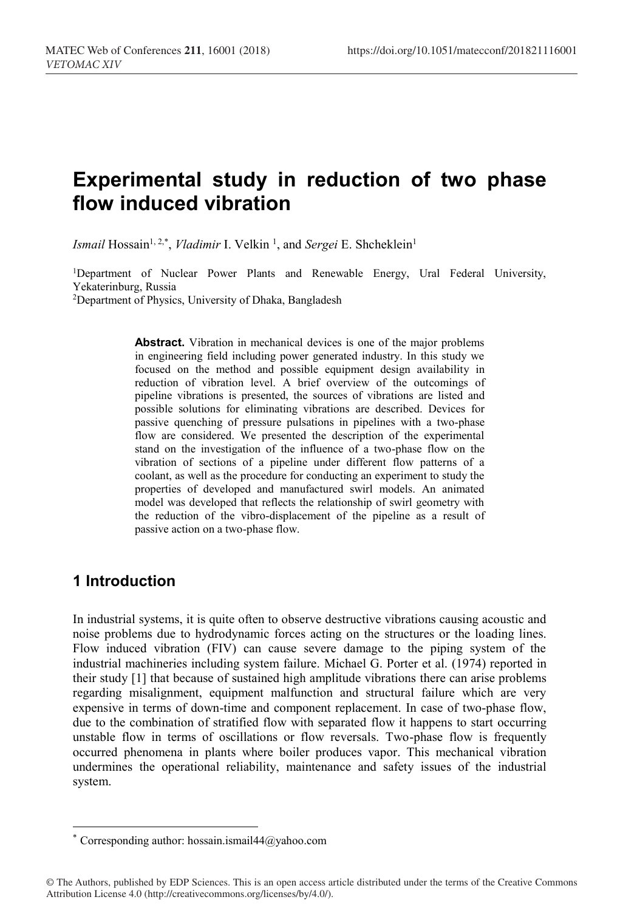# Experimental study in reduction of two phase flow induced vibration

*Ismail* Hossain[1, 2,*], *Vladimir* I. Velkin [1], and *Sergei* E. Shcheklein[1]

[1]Department of Nuclear Power Plants and Renewable Energy, Ural Federal University, Yekaterinburg, Russia

[2]Department of Physics, University of Dhaka, Bangladesh

**Abstract.** Vibration in mechanical devices is one of the major problems in engineering field including power generated industry. In this study we focused on the method and possible equipment design availability in reduction of vibration level. A brief overview of the outcomings of pipeline vibrations is presented, the sources of vibrations are listed and possible solutions for eliminating vibrations are described. Devices for passive quenching of pressure pulsations in pipelines with a two-phase flow are considered. We presented the description of the experimental stand on the investigation of the influence of a two-phase flow on the vibration of sections of a pipeline under different flow patterns of a coolant, as well as the procedure for conducting an experiment to study the properties of developed and manufactured swirl models. An animated model was developed that reflects the relationship of swirl geometry with the reduction of the vibro-displacement of the pipeline as a result of passive action on a two-phase flow.

## 1 Introduction

In industrial systems, it is quite often to observe destructive vibrations causing acoustic and noise problems due to hydrodynamic forces acting on the structures or the loading lines. Flow induced vibration (FIV) can cause severe damage to the piping system of the industrial machineries including system failure. Michael G. Porter et al. (1974) reported in their study [1] that because of sustained high amplitude vibrations there can arise problems regarding misalignment, equipment malfunction and structural failure which are very expensive in terms of down-time and component replacement. In case of two-phase flow, due to the combination of stratified flow with separated flow it happens to start occurring unstable flow in terms of oscillations or flow reversals. Two-phase flow is frequently occurred phenomena in plants where boiler produces vapor. This mechanical vibration undermines the operational reliability, maintenance and safety issues of the industrial system.

[*] Corresponding author: hossain.ismail44@yahoo.com

© The Authors, published by EDP Sciences. This is an open access article distributed under the terms of the Creative Commons Attribution License 4.0 (http://creativecommons.org/licenses/by/4.0/).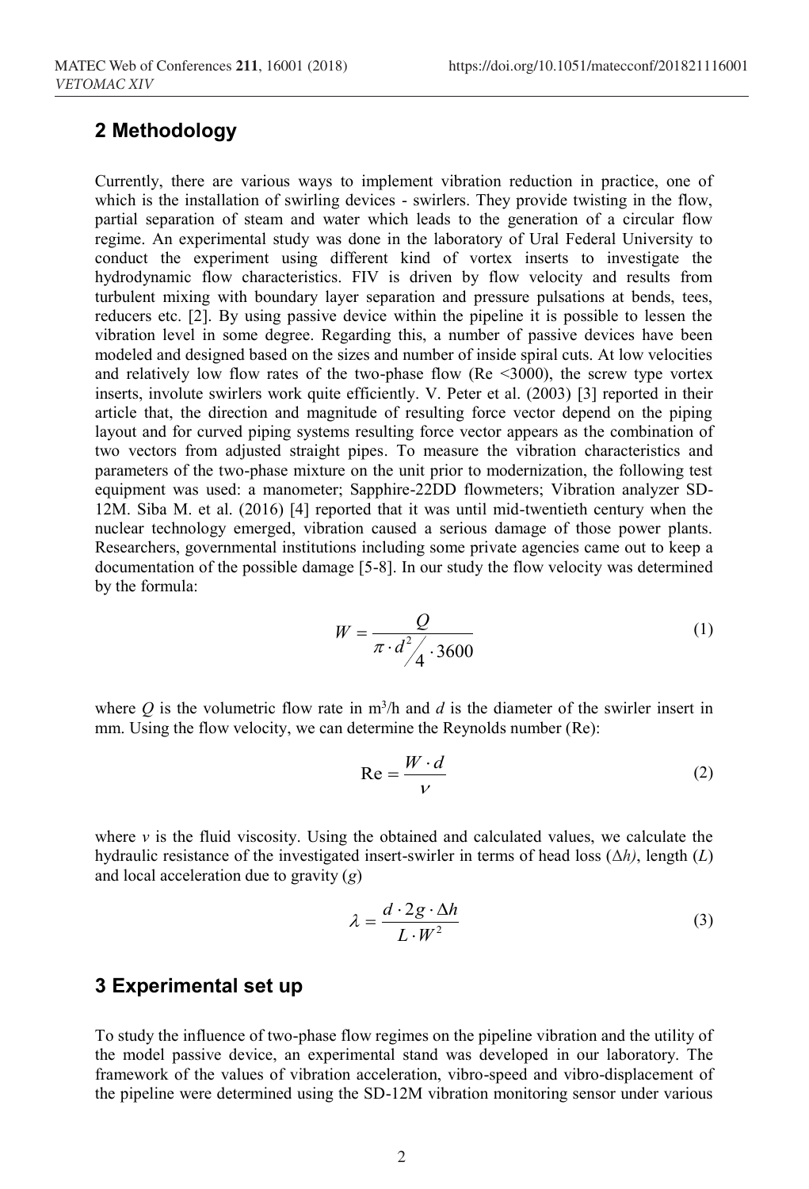## 2 Methodology

Currently, there are various ways to implement vibration reduction in practice, one of which is the installation of swirling devices - swirlers. They provide twisting in the flow, partial separation of steam and water which leads to the generation of a circular flow regime. An experimental study was done in the laboratory of Ural Federal University to conduct the experiment using different kind of vortex inserts to investigate the hydrodynamic flow characteristics. FIV is driven by flow velocity and results from turbulent mixing with boundary layer separation and pressure pulsations at bends, tees, reducers etc. [2]. By using passive device within the pipeline it is possible to lessen the vibration level in some degree. Regarding this, a number of passive devices have been modeled and designed based on the sizes and number of inside spiral cuts. At low velocities and relatively low flow rates of the two-phase flow (Re <3000), the screw type vortex inserts, involute swirlers work quite efficiently. V. Peter et al. (2003) [3] reported in their article that, the direction and magnitude of resulting force vector depend on the piping layout and for curved piping systems resulting force vector appears as the combination of two vectors from adjusted straight pipes. To measure the vibration characteristics and parameters of the two-phase mixture on the unit prior to modernization, the following test equipment was used: a manometer; Sapphire-22DD flowmeters; Vibration analyzer SD-12M. Siba M. et al. (2016) [4] reported that it was until mid-twentieth century when the nuclear technology emerged, vibration caused a serious damage of those power plants. Researchers, governmental institutions including some private agencies came out to keep a documentation of the possible damage [5-8]. In our study the flow velocity was determined by the formula:

$$W = \frac{Q}{\pi \cdot d^2 / 4 \cdot 3600} \tag{1}$$

where $Q$ is the volumetric flow rate in $m^3/h$ and $d$ is the diameter of the swirler insert in mm. Using the flow velocity, we can determine the Reynolds number (Re):

$$\mathrm{Re} = \frac{W \cdot d}{\nu} \tag{2}$$

where $v$ is the fluid viscosity. Using the obtained and calculated values, we calculate the hydraulic resistance of the investigated insert-swirler in terms of head loss ($\Delta h$), length ($L$) and local acceleration due to gravity ($g$)

$$\lambda = \frac{d \cdot 2g \cdot \Delta h}{L \cdot W^2} \tag{3}$$

## 3 Experimental set up

To study the influence of two-phase flow regimes on the pipeline vibration and the utility of the model passive device, an experimental stand was developed in our laboratory. The framework of the values of vibration acceleration, vibro-speed and vibro-displacement of the pipeline were determined using the SD-12M vibration monitoring sensor under various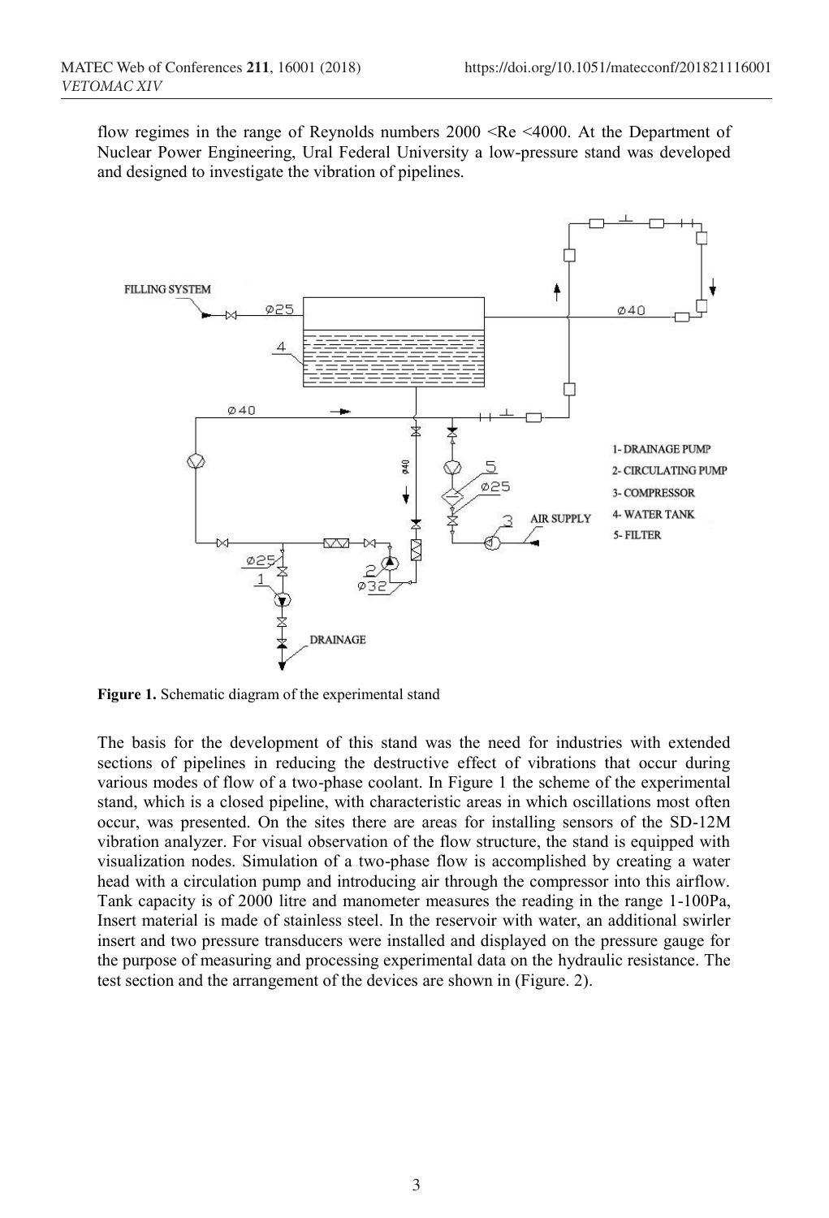flow regimes in the range of Reynolds numbers 2000 <Re <4000. At the Department of Nuclear Power Engineering, Ural Federal University a low-pressure stand was developed and designed to investigate the vibration of pipelines.

**Figure 1.** Schematic diagram of the experimental stand

The basis for the development of this stand was the need for industries with extended sections of pipelines in reducing the destructive effect of vibrations that occur during various modes of flow of a two-phase coolant. In Figure 1 the scheme of the experimental stand, which is a closed pipeline, with characteristic areas in which oscillations most often occur, was presented. On the sites there are areas for installing sensors of the SD-12M vibration analyzer. For visual observation of the flow structure, the stand is equipped with visualization nodes. Simulation of a two-phase flow is accomplished by creating a water head with a circulation pump and introducing air through the compressor into this airflow. Tank capacity is of 2000 litre and manometer measures the reading in the range 1-100Pa, Insert material is made of stainless steel. In the reservoir with water, an additional swirler insert and two pressure transducers were installed and displayed on the pressure gauge for the purpose of measuring and processing experimental data on the hydraulic resistance. The test section and the arrangement of the devices are shown in (Figure. 2).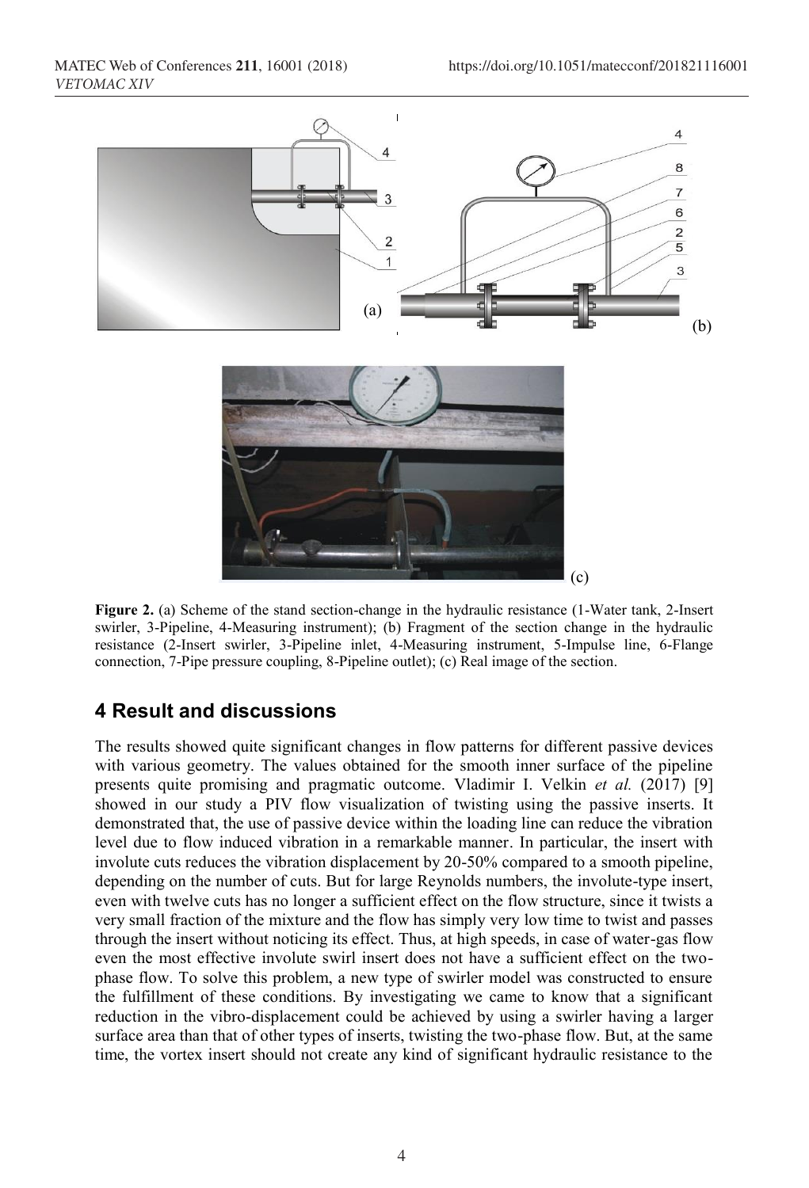**Figure 2.** (a) Scheme of the stand section-change in the hydraulic resistance (1-Water tank, 2-Insert swirler, 3-Pipeline, 4-Measuring instrument); (b) Fragment of the section change in the hydraulic resistance (2-Insert swirler, 3-Pipeline inlet, 4-Measuring instrument, 5-Impulse line, 6-Flange connection, 7-Pipe pressure coupling, 8-Pipeline outlet); (c) Real image of the section.

## 4 Result and discussions

The results showed quite significant changes in flow patterns for different passive devices with various geometry. The values obtained for the smooth inner surface of the pipeline presents quite promising and pragmatic outcome. Vladimir I. Velkin *et al.* (2017) [9] showed in our study a PIV flow visualization of twisting using the passive inserts. It demonstrated that, the use of passive device within the loading line can reduce the vibration level due to flow induced vibration in a remarkable manner. In particular, the insert with involute cuts reduces the vibration displacement by 20-50% compared to a smooth pipeline, depending on the number of cuts. But for large Reynolds numbers, the involute-type insert, even with twelve cuts has no longer a sufficient effect on the flow structure, since it twists a very small fraction of the mixture and the flow has simply very low time to twist and passes through the insert without noticing its effect. Thus, at high speeds, in case of water-gas flow even the most effective involute swirl insert does not have a sufficient effect on the two-phase flow. To solve this problem, a new type of swirler model was constructed to ensure the fulfillment of these conditions. By investigating we came to know that a significant reduction in the vibro-displacement could be achieved by using a swirler having a larger surface area than that of other types of inserts, twisting the two-phase flow. But, at the same time, the vortex insert should not create any kind of significant hydraulic resistance to the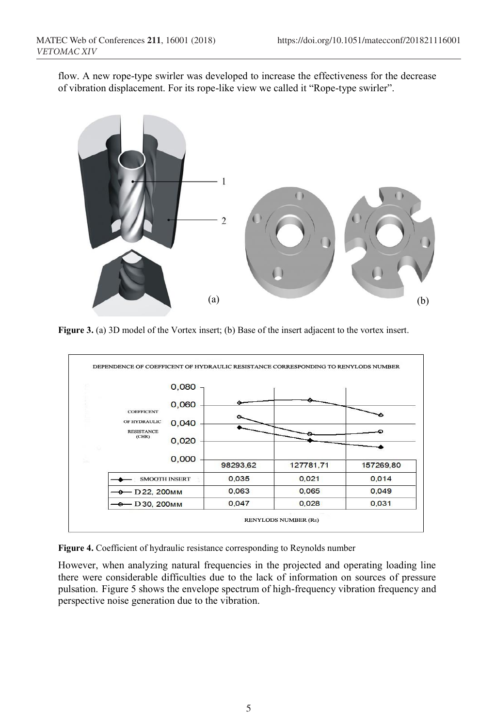flow. A new rope-type swirler was developed to increase the effectiveness for the decrease of vibration displacement. For its rope-like view we called it "Rope-type swirler".

Figure 3. (a) 3D model of the Vortex insert; (b) Base of the insert adjacent to the vortex insert.

| | 98293,62 | 127781,71 | 157269,80 |
|---|---|---|---|
| SMOOTH INSERT | 0,035 | 0,021 | 0,014 |
| D22, 200MM | 0,063 | 0,065 | 0,049 |
| D30, 200MM | 0,047 | 0,028 | 0,031 |

**Figure 4.** Coefficient of hydraulic resistance corresponding to Reynolds number

However, when analyzing natural frequencies in the projected and operating loading line there were considerable difficulties due to the lack of information on sources of pressure pulsation. Figure 5 shows the envelope spectrum of high-frequency vibration frequency and perspective noise generation due to the vibration.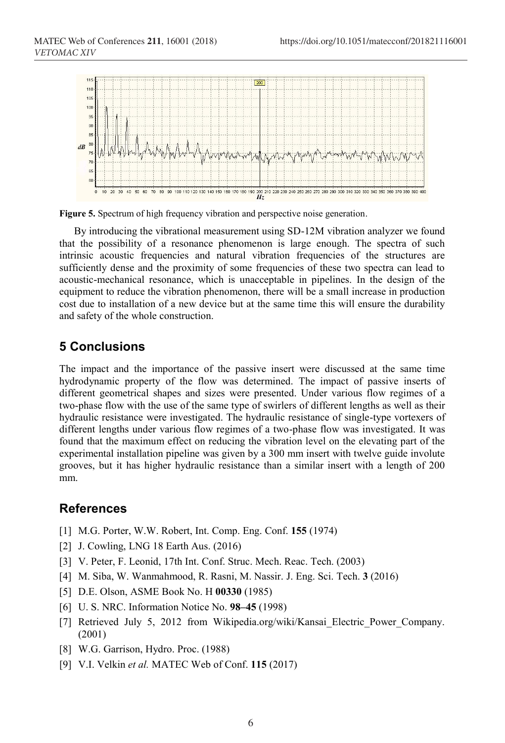115
110
105
100
95
90
85
80
75
70
65
60
dB
200
0 10 20 30 40 50 60 70 80 90 100 110 120 130 140 150 160 170 180 190 200 210 220 230 240 250 260 270 280 290 300 310 320 330 340 350 360 370 380 390 400
Hz

**Figure 5.** Spectrum of high frequency vibration and perspective noise generation.

By introducing the vibrational measurement using SD-12M vibration analyzer we found that the possibility of a resonance phenomenon is large enough. The spectra of such intrinsic acoustic frequencies and natural vibration frequencies of the structures are sufficiently dense and the proximity of some frequencies of these two spectra can lead to acoustic-mechanical resonance, which is unacceptable in pipelines. In the design of the equipment to reduce the vibration phenomenon, there will be a small increase in production cost due to installation of a new device but at the same time this will ensure the durability and safety of the whole construction.

## 5 Conclusions

The impact and the importance of the passive insert were discussed at the same time hydrodynamic property of the flow was determined. The impact of passive inserts of different geometrical shapes and sizes were presented. Under various flow regimes of a two-phase flow with the use of the same type of swirlers of different lengths as well as their hydraulic resistance were investigated. The hydraulic resistance of single-type vortexers of different lengths under various flow regimes of a two-phase flow was investigated. It was found that the maximum effect on reducing the vibration level on the elevating part of the experimental installation pipeline was given by a 300 mm insert with twelve guide involute grooves, but it has higher hydraulic resistance than a similar insert with a length of 200 mm.

## References

[1] M.G. Porter, W.W. Robert, Int. Comp. Eng. Conf. **155** (1974)

[2] J. Cowling, LNG 18 Earth Aus. (2016)

[3] V. Peter, F. Leonid, 17th Int. Conf. Struc. Mech. Reac. Tech. (2003)

[4] M. Siba, W. Wanmahmood, R. Rasni, M. Nassir. J. Eng. Sci. Tech. **3** (2016)

[5] D.E. Olson, ASME Book No. H **00330** (1985)

[6] U. S. NRC. Information Notice No. **98–45** (1998)

[7] Retrieved July 5, 2012 from Wikipedia.org/wiki/Kansai_Electric_Power_Company. (2001)

[8] W.G. Garrison, Hydro. Proc. (1988)

[9] V.I. Velkin *et al.* MATEC Web of Conf. **115** (2017)